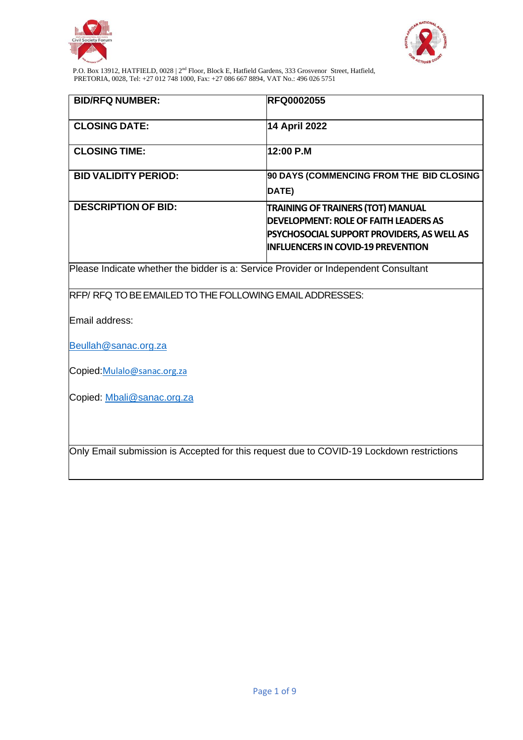P.O. Box 13912, HATFIELD, 0028 | 2nd Floor, Block E, Hatfield Gardens, 333 Grosvenor Street, Hatfield, PRETORIA, 0028, Tel: +27 012 748 1000, Fax: +27 086 667 8894, VAT No.: 496 026 5751

| | |
|---|---|
| **BID/RFQ NUMBER:** | **RFQ0002055** |
| **CLOSING DATE:** | **14 April 2022** |
| **CLOSING TIME:** | **12:00 P.M** |
| **BID VALIDITY PERIOD:** | **90 DAYS (COMMENCING FROM THE BID CLOSING DATE)** |
| **DESCRIPTION OF BID:** | **TRAINING OF TRAINERS (TOT) MANUAL DEVELOPMENT: ROLE OF FAITH LEADERS AS PSYCHOSOCIAL SUPPORT PROVIDERS, AS WELL AS INFLUENCERS IN COVID-19 PREVENTION** |
| Please Indicate whether the bidder is a: Service Provider or Independent Consultant | |
| RFP/ RFQ TO BE EMAILED TO THE FOLLOWING EMAIL ADDRESSES:<br><br>Email address:<br><br>Beullah@sanac.org.za<br><br>Copied: Mulalo@sanac.org.za<br><br>Copied: Mbali@sanac.org.za | |
| Only Email submission is Accepted for this request due to COVID-19 Lockdown restrictions | |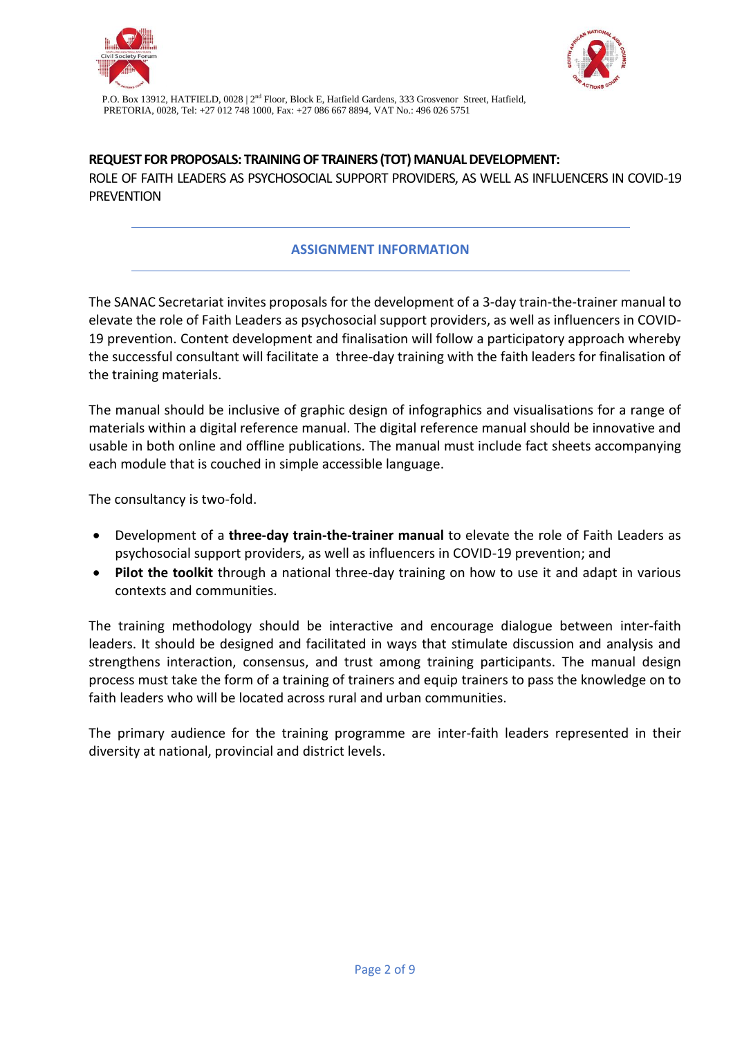P.O. Box 13912, HATFIELD, 0028 | 2nd Floor, Block E, Hatfield Gardens, 333 Grosvenor Street, Hatfield, PRETORIA, 0028, Tel: +27 012 748 1000, Fax: +27 086 667 8894, VAT No.: 496 026 5751

**REQUEST FOR PROPOSALS: TRAINING OF TRAINERS (TOT) MANUAL DEVELOPMENT:**

ROLE OF FAITH LEADERS AS PSYCHOSOCIAL SUPPORT PROVIDERS, AS WELL AS INFLUENCERS IN COVID-19 PREVENTION

## ASSIGNMENT INFORMATION

The SANAC Secretariat invites proposals for the development of a 3-day train-the-trainer manual to elevate the role of Faith Leaders as psychosocial support providers, as well as influencers in COVID-19 prevention. Content development and finalisation will follow a participatory approach whereby the successful consultant will facilitate a three-day training with the faith leaders for finalisation of the training materials.

The manual should be inclusive of graphic design of infographics and visualisations for a range of materials within a digital reference manual. The digital reference manual should be innovative and usable in both online and offline publications. The manual must include fact sheets accompanying each module that is couched in simple accessible language.

The consultancy is two-fold.

- Development of a **three-day train-the-trainer manual** to elevate the role of Faith Leaders as psychosocial support providers, as well as influencers in COVID-19 prevention; and
- **Pilot the toolkit** through a national three-day training on how to use it and adapt in various contexts and communities.

The training methodology should be interactive and encourage dialogue between inter-faith leaders. It should be designed and facilitated in ways that stimulate discussion and analysis and strengthens interaction, consensus, and trust among training participants. The manual design process must take the form of a training of trainers and equip trainers to pass the knowledge on to faith leaders who will be located across rural and urban communities.

The primary audience for the training programme are inter-faith leaders represented in their diversity at national, provincial and district levels.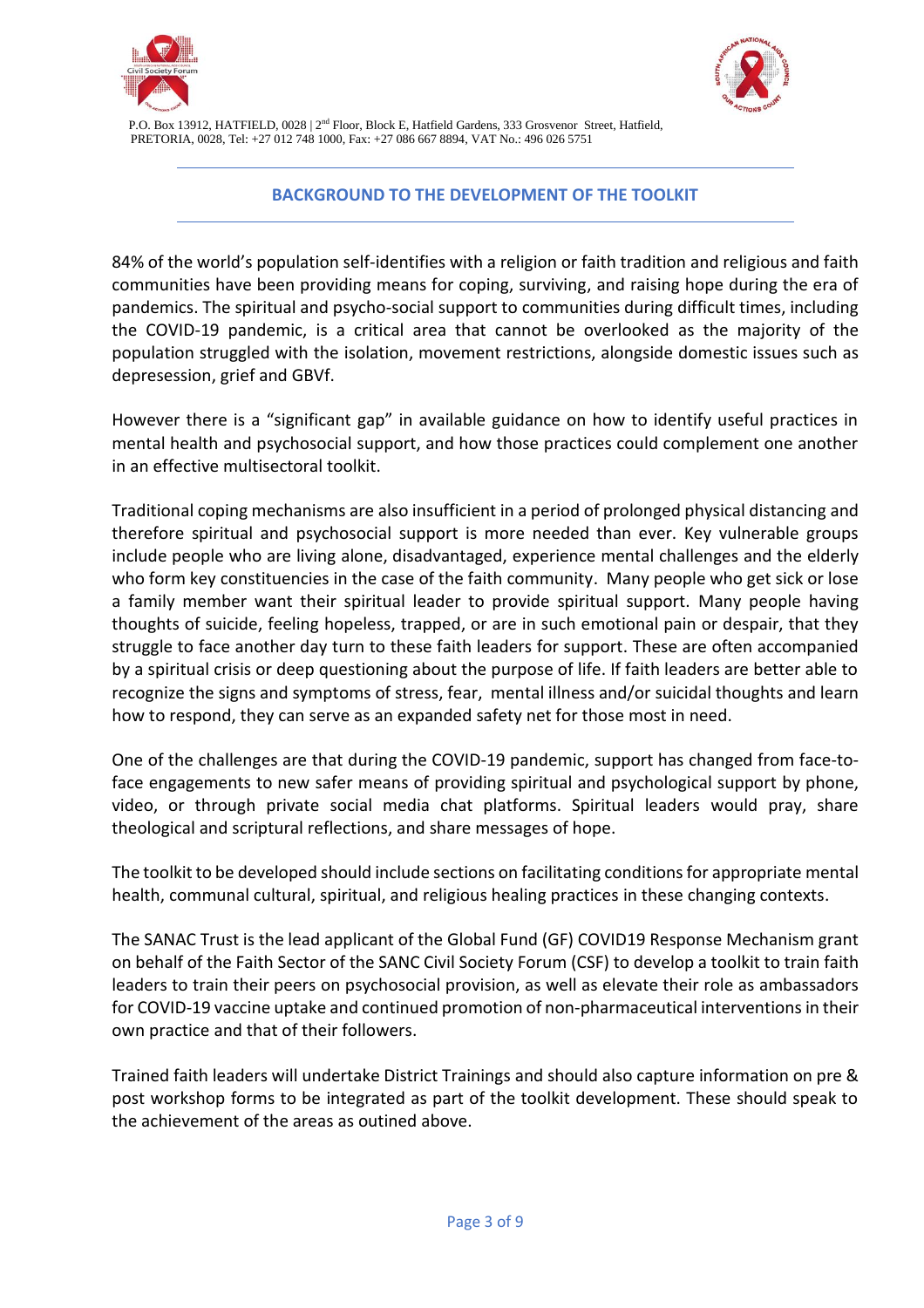## BACKGROUND TO THE DEVELOPMENT OF THE TOOLKIT

84% of the world's population self-identifies with a religion or faith tradition and religious and faith communities have been providing means for coping, surviving, and raising hope during the era of pandemics. The spiritual and psycho-social support to communities during difficult times, including the COVID-19 pandemic, is a critical area that cannot be overlooked as the majority of the population struggled with the isolation, movement restrictions, alongside domestic issues such as depresession, grief and GBVf.

However there is a "significant gap" in available guidance on how to identify useful practices in mental health and psychosocial support, and how those practices could complement one another in an effective multisectoral toolkit.

Traditional coping mechanisms are also insufficient in a period of prolonged physical distancing and therefore spiritual and psychosocial support is more needed than ever. Key vulnerable groups include people who are living alone, disadvantaged, experience mental challenges and the elderly who form key constituencies in the case of the faith community. Many people who get sick or lose a family member want their spiritual leader to provide spiritual support. Many people having thoughts of suicide, feeling hopeless, trapped, or are in such emotional pain or despair, that they struggle to face another day turn to these faith leaders for support. These are often accompanied by a spiritual crisis or deep questioning about the purpose of life. If faith leaders are better able to recognize the signs and symptoms of stress, fear, mental illness and/or suicidal thoughts and learn how to respond, they can serve as an expanded safety net for those most in need.

One of the challenges are that during the COVID-19 pandemic, support has changed from face-to-face engagements to new safer means of providing spiritual and psychological support by phone, video, or through private social media chat platforms. Spiritual leaders would pray, share theological and scriptural reflections, and share messages of hope.

The toolkit to be developed should include sections on facilitating conditions for appropriate mental health, communal cultural, spiritual, and religious healing practices in these changing contexts.

The SANAC Trust is the lead applicant of the Global Fund (GF) COVID19 Response Mechanism grant on behalf of the Faith Sector of the SANC Civil Society Forum (CSF) to develop a toolkit to train faith leaders to train their peers on psychosocial provision, as well as elevate their role as ambassadors for COVID-19 vaccine uptake and continued promotion of non-pharmaceutical interventions in their own practice and that of their followers.

Trained faith leaders will undertake District Trainings and should also capture information on pre & post workshop forms to be integrated as part of the toolkit development. These should speak to the achievement of the areas as outined above.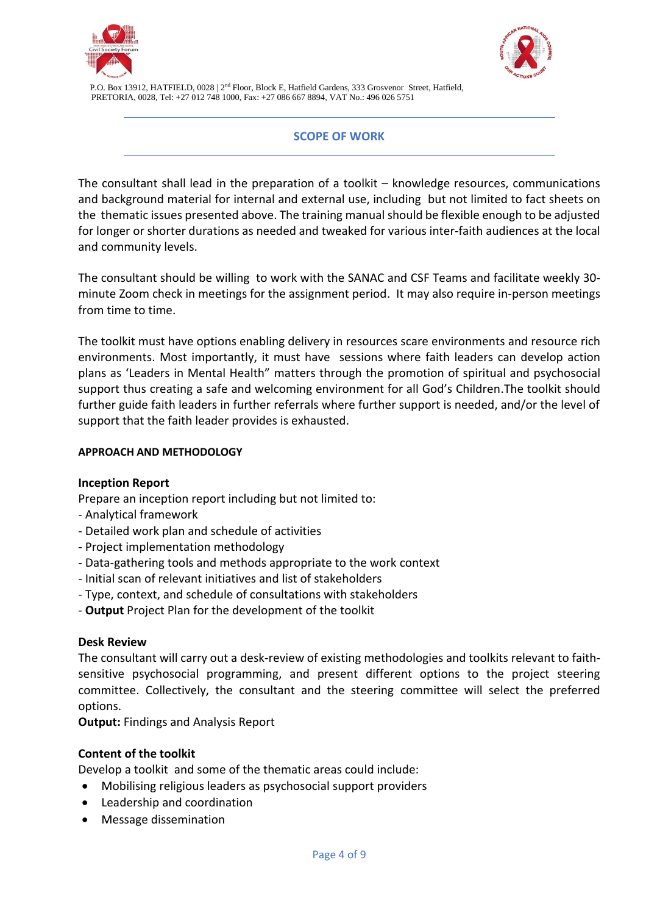## SCOPE OF WORK

The consultant shall lead in the preparation of a toolkit – knowledge resources, communications and background material for internal and external use, including but not limited to fact sheets on the thematic issues presented above. The training manual should be flexible enough to be adjusted for longer or shorter durations as needed and tweaked for various inter-faith audiences at the local and community levels.

The consultant should be willing to work with the SANAC and CSF Teams and facilitate weekly 30-minute Zoom check in meetings for the assignment period. It may also require in-person meetings from time to time.

The toolkit must have options enabling delivery in resources scare environments and resource rich environments. Most importantly, it must have sessions where faith leaders can develop action plans as 'Leaders in Mental Health" matters through the promotion of spiritual and psychosocial support thus creating a safe and welcoming environment for all God's Children.The toolkit should further guide faith leaders in further referrals where further support is needed, and/or the level of support that the faith leader provides is exhausted.

**APPROACH AND METHODOLOGY**

**Inception Report**

Prepare an inception report including but not limited to:
- Analytical framework
- Detailed work plan and schedule of activities
- Project implementation methodology
- Data-gathering tools and methods appropriate to the work context
- Initial scan of relevant initiatives and list of stakeholders
- Type, context, and schedule of consultations with stakeholders
- **Output** Project Plan for the development of the toolkit

**Desk Review**

The consultant will carry out a desk-review of existing methodologies and toolkits relevant to faith-sensitive psychosocial programming, and present different options to the project steering committee. Collectively, the consultant and the steering committee will select the preferred options.

**Output:** Findings and Analysis Report

**Content of the toolkit**

Develop a toolkit and some of the thematic areas could include:

- Mobilising religious leaders as psychosocial support providers
- Leadership and coordination
- Message dissemination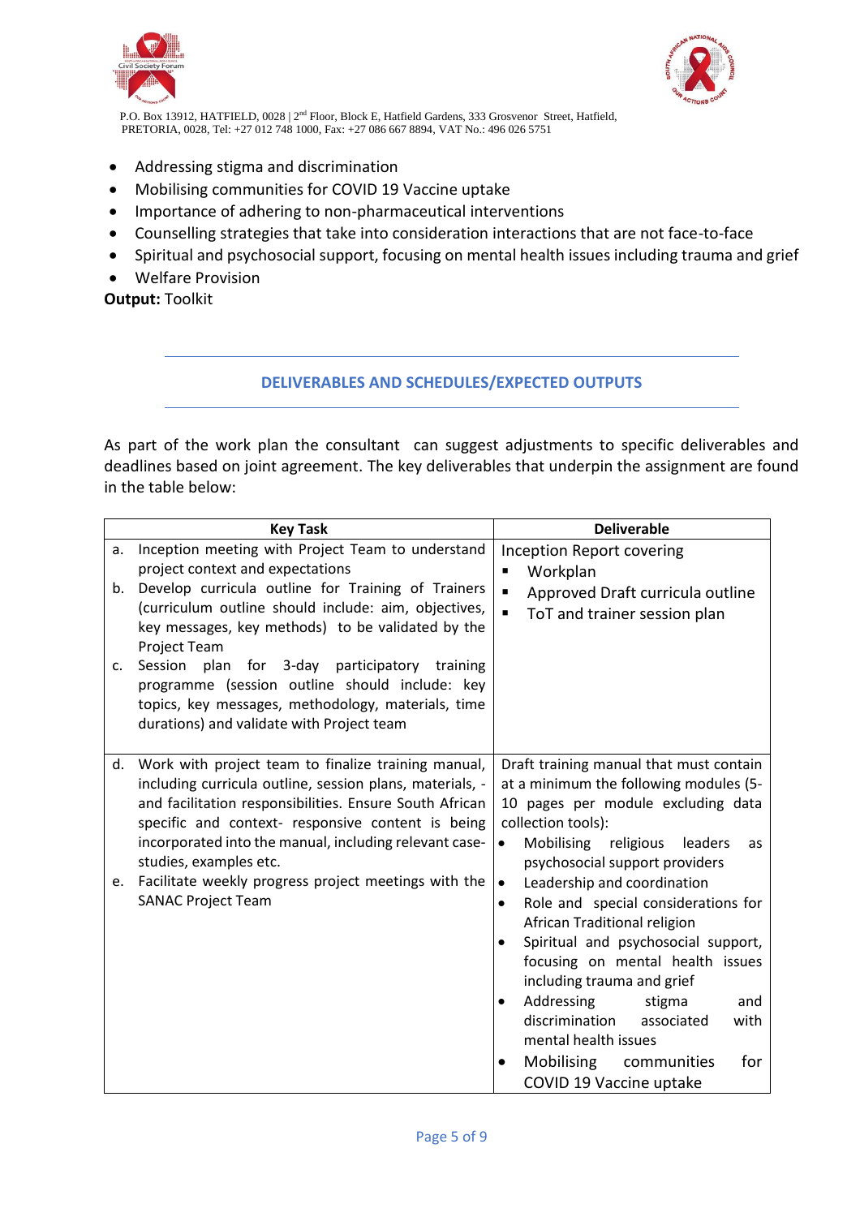- Addressing stigma and discrimination
- Mobilising communities for COVID 19 Vaccine uptake
- Importance of adhering to non-pharmaceutical interventions
- Counselling strategies that take into consideration interactions that are not face-to-face
- Spiritual and psychosocial support, focusing on mental health issues including trauma and grief
- Welfare Provision

**Output:** Toolkit

## DELIVERABLES AND SCHEDULES/EXPECTED OUTPUTS

As part of the work plan the consultant can suggest adjustments to specific deliverables and deadlines based on joint agreement. The key deliverables that underpin the assignment are found in the table below:

| Key Task | Deliverable |
|---|---|
| a. Inception meeting with Project Team to understand project context and expectations<br>b. Develop curricula outline for Training of Trainers (curriculum outline should include: aim, objectives, key messages, key methods) to be validated by the Project Team<br>c. Session plan for 3-day participatory training programme (session outline should include: key topics, key messages, methodology, materials, time durations) and validate with Project team | Inception Report covering<br>▪ Workplan<br>▪ Approved Draft curricula outline<br>▪ ToT and trainer session plan |
| d. Work with project team to finalize training manual, including curricula outline, session plans, materials, - and facilitation responsibilities. Ensure South African specific and context- responsive content is being incorporated into the manual, including relevant case-studies, examples etc.<br>e. Facilitate weekly progress project meetings with the SANAC Project Team | Draft training manual that must contain at a minimum the following modules (5-10 pages per module excluding data collection tools):<br>• Mobilising religious leaders as psychosocial support providers<br>• Leadership and coordination<br>• Role and special considerations for African Traditional religion<br>• Spiritual and psychosocial support, focusing on mental health issues including trauma and grief<br>• Addressing stigma and discrimination associated with mental health issues<br>• Mobilising communities for COVID 19 Vaccine uptake |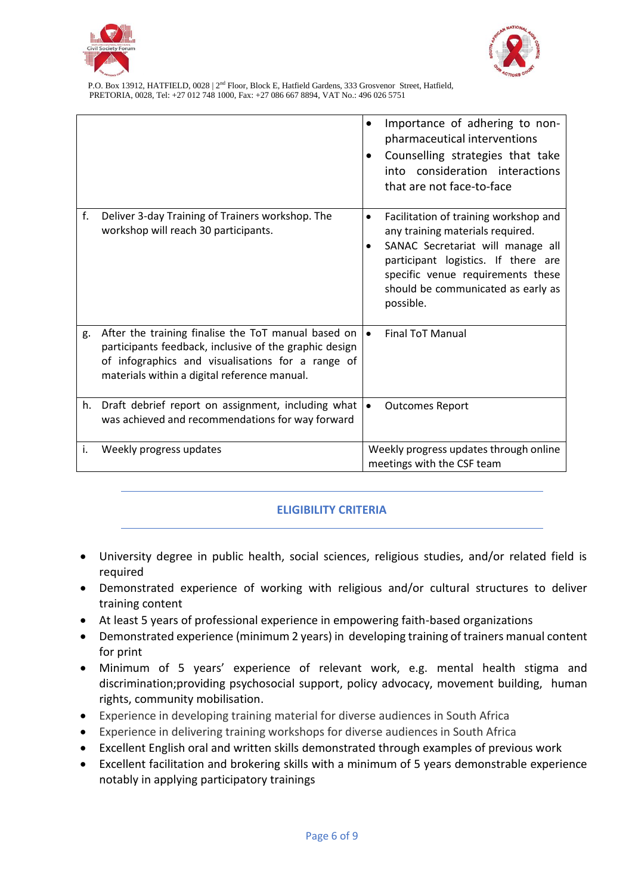|  |  |
| --- | --- |
|  | • Importance of adhering to non-pharmaceutical interventions<br>• Counselling strategies that take into consideration interactions that are not face-to-face |
| f. Deliver 3-day Training of Trainers workshop. The workshop will reach 30 participants. | • Facilitation of training workshop and any training materials required.<br>• SANAC Secretariat will manage all participant logistics. If there are specific venue requirements these should be communicated as early as possible. |
| g. After the training finalise the ToT manual based on participants feedback, inclusive of the graphic design of infographics and visualisations for a range of materials within a digital reference manual. | • Final ToT Manual |
| h. Draft debrief report on assignment, including what was achieved and recommendations for way forward | • Outcomes Report |
| i. Weekly progress updates | Weekly progress updates through online meetings with the CSF team |

## ELIGIBILITY CRITERIA

- University degree in public health, social sciences, religious studies, and/or related field is required
- Demonstrated experience of working with religious and/or cultural structures to deliver training content
- At least 5 years of professional experience in empowering faith-based organizations
- Demonstrated experience (minimum 2 years) in developing training of trainers manual content for print
- Minimum of 5 years' experience of relevant work, e.g. mental health stigma and discrimination;providing psychosocial support, policy advocacy, movement building, human rights, community mobilisation.
- Experience in developing training material for diverse audiences in South Africa
- Experience in delivering training workshops for diverse audiences in South Africa
- Excellent English oral and written skills demonstrated through examples of previous work
- Excellent facilitation and brokering skills with a minimum of 5 years demonstrable experience notably in applying participatory trainings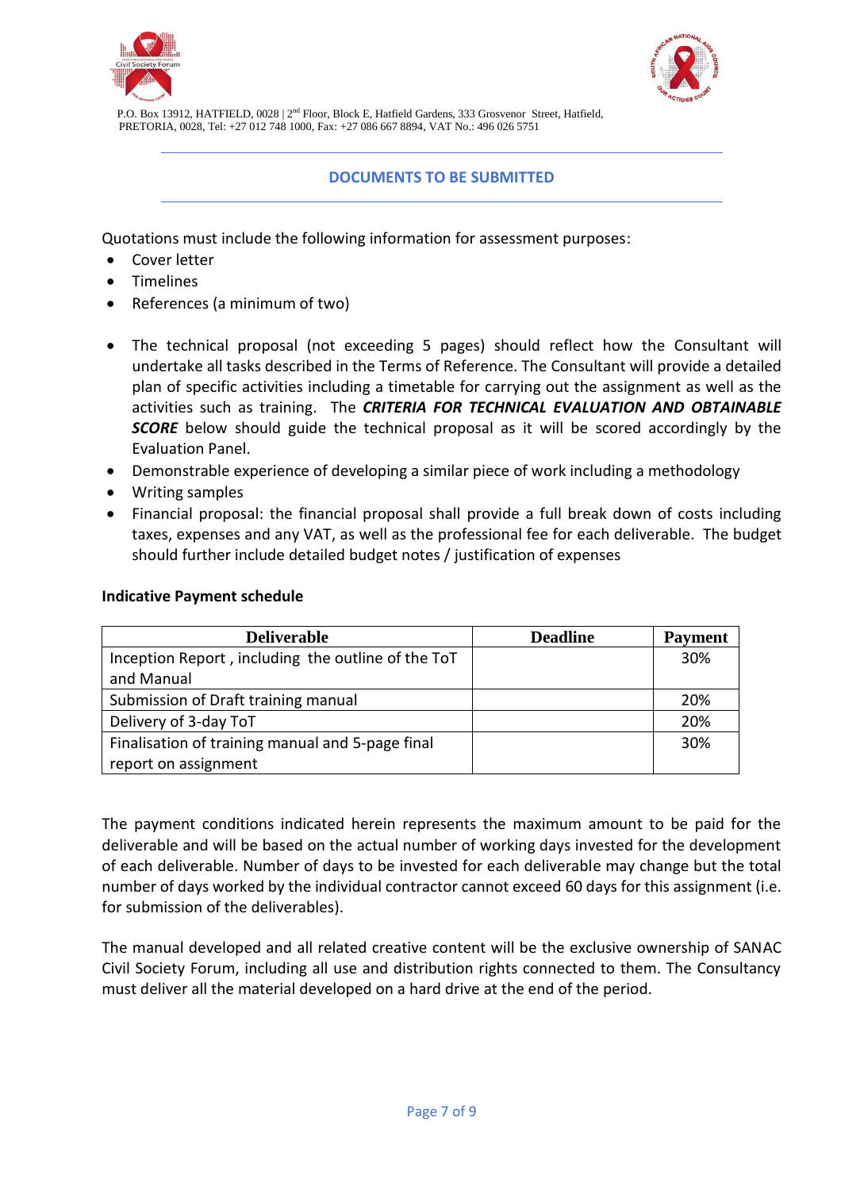## DOCUMENTS TO BE SUBMITTED

Quotations must include the following information for assessment purposes:

- Cover letter
- Timelines
- References (a minimum of two)

- The technical proposal (not exceeding 5 pages) should reflect how the Consultant will undertake all tasks described in the Terms of Reference. The Consultant will provide a detailed plan of specific activities including a timetable for carrying out the assignment as well as the activities such as training. The ***CRITERIA FOR TECHNICAL EVALUATION AND OBTAINABLE SCORE*** below should guide the technical proposal as it will be scored accordingly by the Evaluation Panel.
- Demonstrable experience of developing a similar piece of work including a methodology
- Writing samples
- Financial proposal: the financial proposal shall provide a full break down of costs including taxes, expenses and any VAT, as well as the professional fee for each deliverable. The budget should further include detailed budget notes / justification of expenses

**Indicative Payment schedule**

| Deliverable | Deadline | Payment |
|---|---|---|
| Inception Report , including the outline of the ToT and Manual | | 30% |
| Submission of Draft training manual | | 20% |
| Delivery of 3-day ToT | | 20% |
| Finalisation of training manual and 5-page final report on assignment | | 30% |

The payment conditions indicated herein represents the maximum amount to be paid for the deliverable and will be based on the actual number of working days invested for the development of each deliverable. Number of days to be invested for each deliverable may change but the total number of days worked by the individual contractor cannot exceed 60 days for this assignment (i.e. for submission of the deliverables).

The manual developed and all related creative content will be the exclusive ownership of SANAC Civil Society Forum, including all use and distribution rights connected to them. The Consultancy must deliver all the material developed on a hard drive at the end of the period.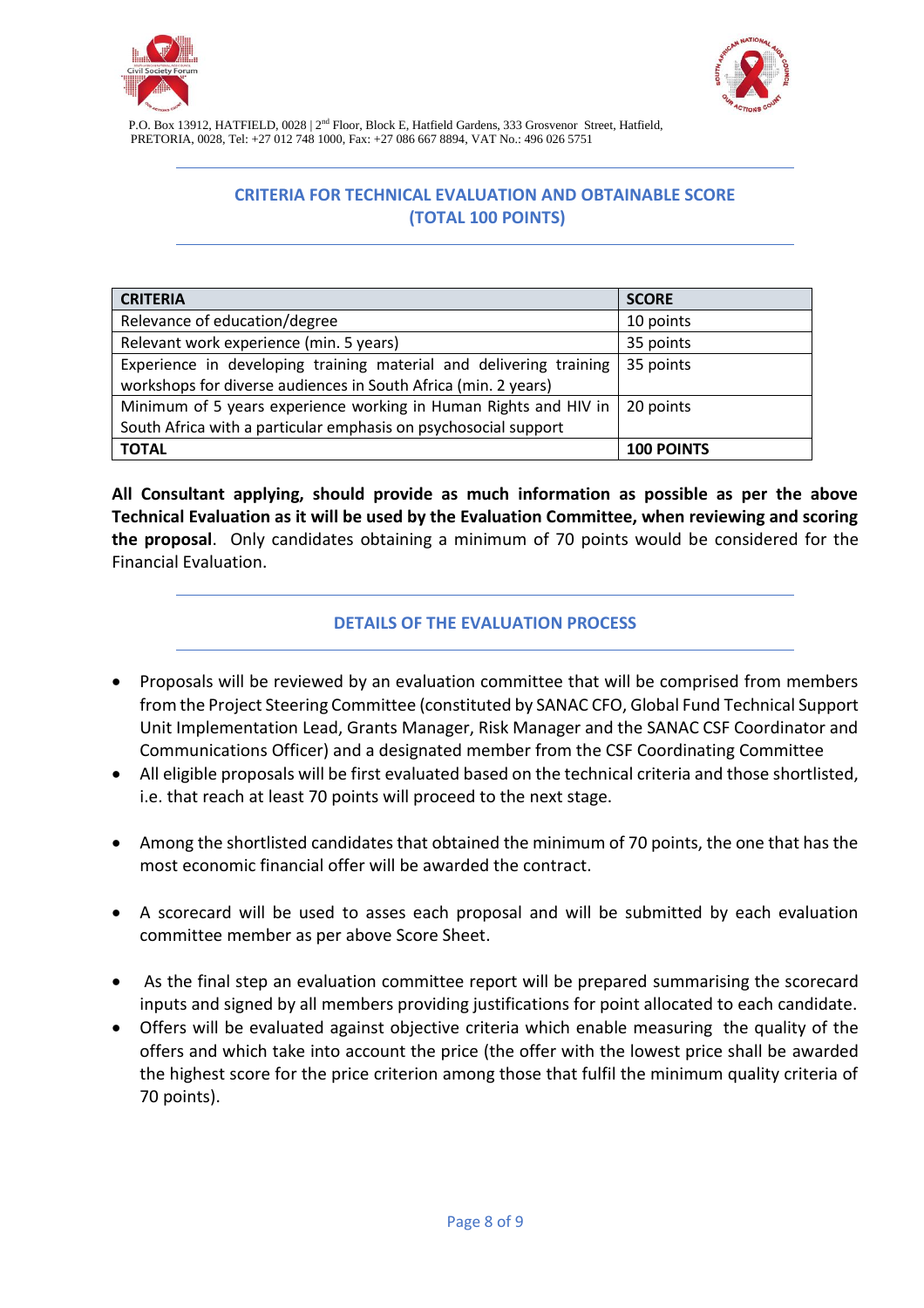## CRITERIA FOR TECHNICAL EVALUATION AND OBTAINABLE SCORE (TOTAL 100 POINTS)

| CRITERIA | SCORE |
|---|---|
| Relevance of education/degree | 10 points |
| Relevant work experience (min. 5 years) | 35 points |
| Experience in developing training material and delivering training workshops for diverse audiences in South Africa (min. 2 years) | 35 points |
| Minimum of 5 years experience working in Human Rights and HIV in South Africa with a particular emphasis on psychosocial support | 20 points |
| **TOTAL** | **100 POINTS** |

**All Consultant applying, should provide as much information as possible as per the above Technical Evaluation as it will be used by the Evaluation Committee, when reviewing and scoring the proposal**. Only candidates obtaining a minimum of 70 points would be considered for the Financial Evaluation.

## DETAILS OF THE EVALUATION PROCESS

- Proposals will be reviewed by an evaluation committee that will be comprised from members from the Project Steering Committee (constituted by SANAC CFO, Global Fund Technical Support Unit Implementation Lead, Grants Manager, Risk Manager and the SANAC CSF Coordinator and Communications Officer) and a designated member from the CSF Coordinating Committee
- All eligible proposals will be first evaluated based on the technical criteria and those shortlisted, i.e. that reach at least 70 points will proceed to the next stage.
- Among the shortlisted candidates that obtained the minimum of 70 points, the one that has the most economic financial offer will be awarded the contract.
- A scorecard will be used to asses each proposal and will be submitted by each evaluation committee member as per above Score Sheet.
- As the final step an evaluation committee report will be prepared summarising the scorecard inputs and signed by all members providing justifications for point allocated to each candidate.
- Offers will be evaluated against objective criteria which enable measuring the quality of the offers and which take into account the price (the offer with the lowest price shall be awarded the highest score for the price criterion among those that fulfil the minimum quality criteria of 70 points).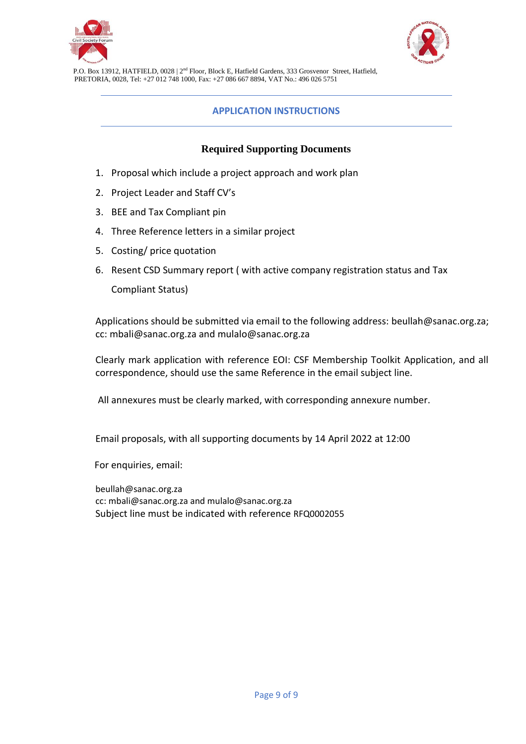P.O. Box 13912, HATFIELD, 0028 | 2nd Floor, Block E, Hatfield Gardens, 333 Grosvenor Street, Hatfield, PRETORIA, 0028, Tel: +27 012 748 1000, Fax: +27 086 667 8894, VAT No.: 496 026 5751

## APPLICATION INSTRUCTIONS

### Required Supporting Documents

1. Proposal which include a project approach and work plan
2. Project Leader and Staff CV's
3. BEE and Tax Compliant pin
4. Three Reference letters in a similar project
5. Costing/ price quotation
6. Resent CSD Summary report ( with active company registration status and Tax Compliant Status)

Applications should be submitted via email to the following address: beullah@sanac.org.za; cc: mbali@sanac.org.za and mulalo@sanac.org.za

Clearly mark application with reference EOI: CSF Membership Toolkit Application, and all correspondence, should use the same Reference in the email subject line.

All annexures must be clearly marked, with corresponding annexure number.

Email proposals, with all supporting documents by 14 April 2022 at 12:00

For enquiries, email:

beullah@sanac.org.za
cc: mbali@sanac.org.za and mulalo@sanac.org.za
Subject line must be indicated with reference RFQ0002055